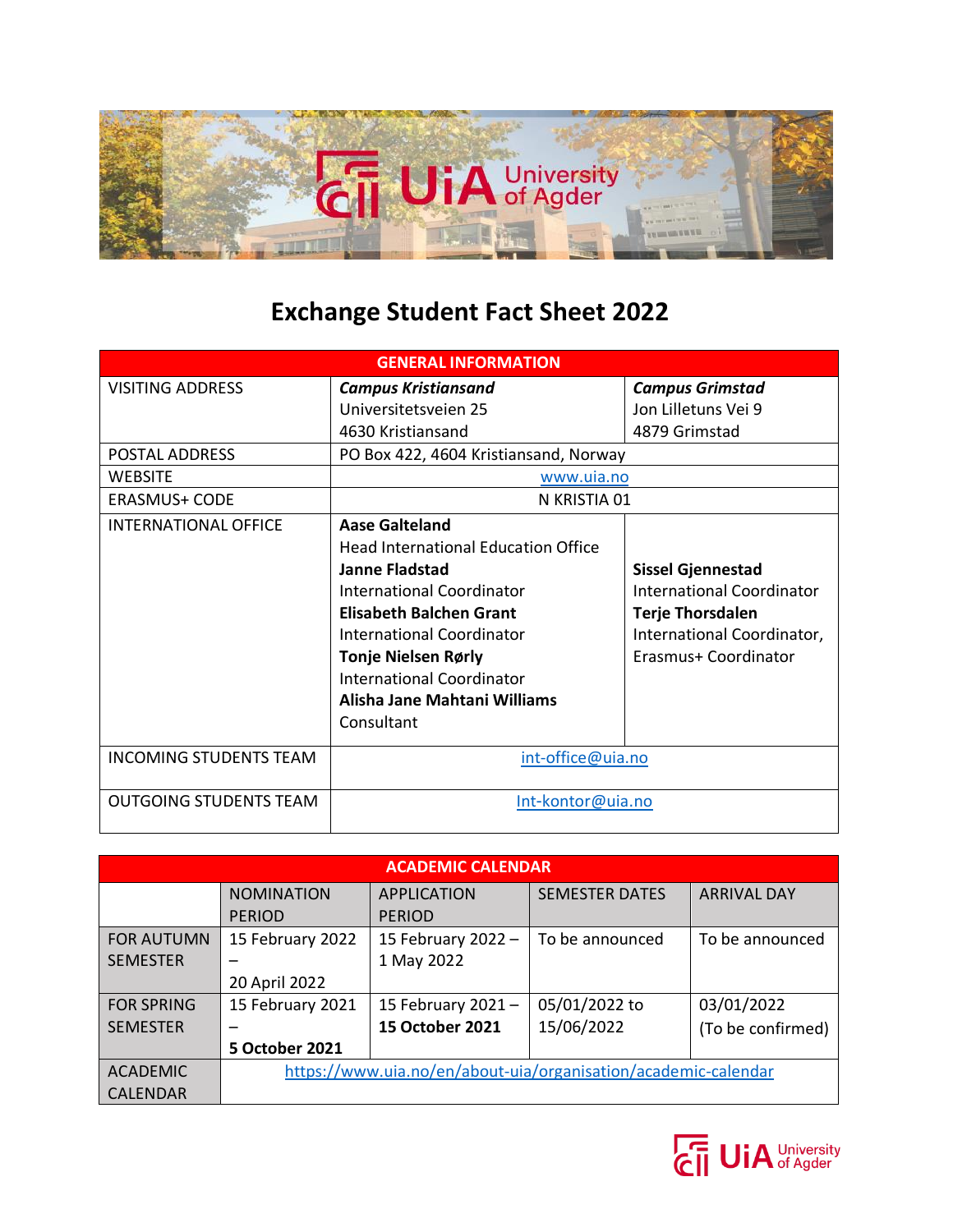# Exchange Student Fact Sheet 2022

| GENERAL INFORMATION | | |
|---|---|---|
| VISITING ADDRESS | ***Campus Kristiansand***<br>Universitetsveien 25<br>4630 Kristiansand | ***Campus Grimstad***<br>Jon Lilletuns Vei 9<br>4879 Grimstad |
| POSTAL ADDRESS | PO Box 422, 4604 Kristiansand, Norway | |
| WEBSITE | www.uia.no | |
| ERASMUS+ CODE | N KRISTIA 01 | |
| INTERNATIONAL OFFICE | **Aase Galteland**<br>Head International Education Office<br>**Janne Fladstad**<br>International Coordinator<br>**Elisabeth Balchen Grant**<br>International Coordinator<br>**Tonje Nielsen Rørly**<br>International Coordinator<br>**Alisha Jane Mahtani Williams**<br>Consultant | **Sissel Gjennestad**<br>International Coordinator<br>**Terje Thorsdalen**<br>International Coordinator, Erasmus+ Coordinator |
| INCOMING STUDENTS TEAM | int-office@uia.no | |
| OUTGOING STUDENTS TEAM | Int-kontor@uia.no | |

| ACADEMIC CALENDAR | | | | |
|---|---|---|---|---|
| | NOMINATION PERIOD | APPLICATION PERIOD | SEMESTER DATES | ARRIVAL DAY |
| FOR AUTUMN SEMESTER | 15 February 2022 – 20 April 2022 | 15 February 2022 – 1 May 2022 | To be announced | To be announced |
| FOR SPRING SEMESTER | 15 February 2021 – **5 October 2021** | 15 February 2021 – **15 October 2021** | 05/01/2022 to 15/06/2022 | 03/01/2022 (To be confirmed) |
| ACADEMIC CALENDAR | https://www.uia.no/en/about-uia/organisation/academic-calendar | | | |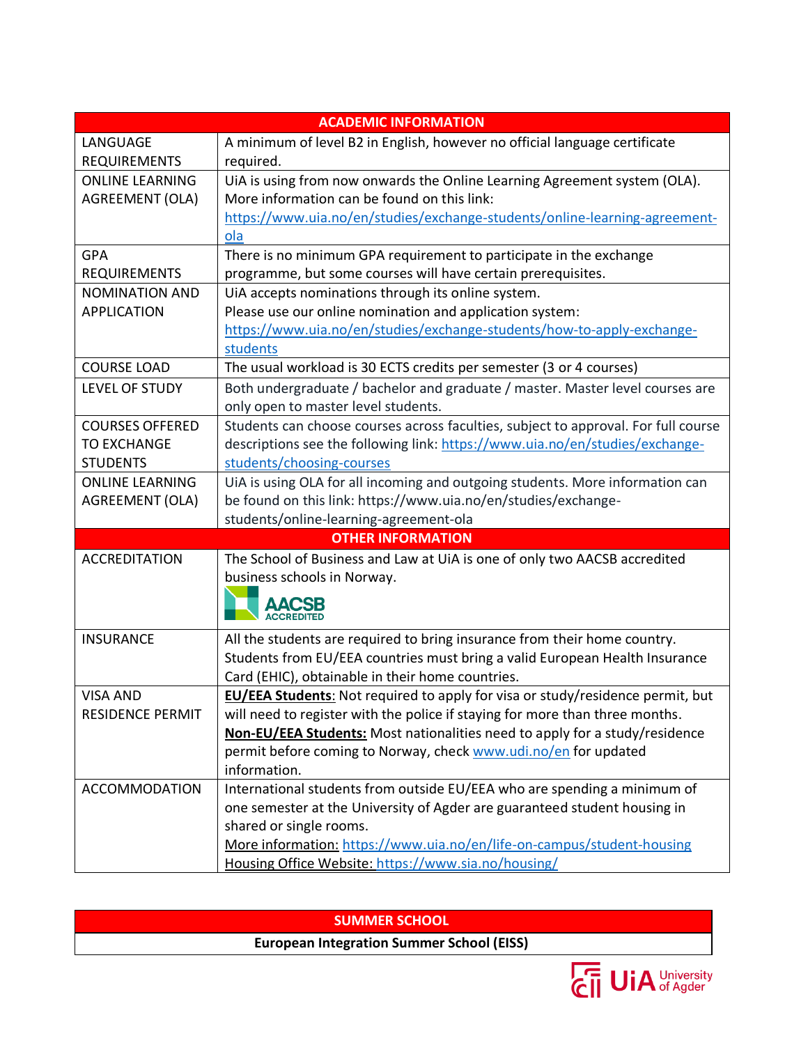| ACADEMIC INFORMATION | |
|---|---|
| LANGUAGE REQUIREMENTS | A minimum of level B2 in English, however no official language certificate required. |
| ONLINE LEARNING AGREEMENT (OLA) | UiA is using from now onwards the Online Learning Agreement system (OLA). More information can be found on this link: https://www.uia.no/en/studies/exchange-students/online-learning-agreement-ola |
| GPA REQUIREMENTS | There is no minimum GPA requirement to participate in the exchange programme, but some courses will have certain prerequisites. |
| NOMINATION AND APPLICATION | UiA accepts nominations through its online system. Please use our online nomination and application system: https://www.uia.no/en/studies/exchange-students/how-to-apply-exchange-students |
| COURSE LOAD | The usual workload is 30 ECTS credits per semester (3 or 4 courses) |
| LEVEL OF STUDY | Both undergraduate / bachelor and graduate / master. Master level courses are only open to master level students. |
| COURSES OFFERED TO EXCHANGE STUDENTS | Students can choose courses across faculties, subject to approval. For full course descriptions see the following link: https://www.uia.no/en/studies/exchange-students/choosing-courses |
| ONLINE LEARNING AGREEMENT (OLA) | UiA is using OLA for all incoming and outgoing students. More information can be found on this link: https://www.uia.no/en/studies/exchange-students/online-learning-agreement-ola |
| **OTHER INFORMATION** | |
| ACCREDITATION | The School of Business and Law at UiA is one of only two AACSB accredited business schools in Norway. AACSB ACCREDITED |
| INSURANCE | All the students are required to bring insurance from their home country. Students from EU/EEA countries must bring a valid European Health Insurance Card (EHIC), obtainable in their home countries. |
| VISA AND RESIDENCE PERMIT | **EU/EEA Students**: Not required to apply for visa or study/residence permit, but will need to register with the police if staying for more than three months. **Non-EU/EEA Students:** Most nationalities need to apply for a study/residence permit before coming to Norway, check www.udi.no/en for updated information. |
| ACCOMMODATION | International students from outside EU/EEA who are spending a minimum of one semester at the University of Agder are guaranteed student housing in shared or single rooms. More information: https://www.uia.no/en/life-on-campus/student-housing Housing Office Website: https://www.sia.no/housing/ |

| SUMMER SCHOOL |
|---|
| **European Integration Summer School (EISS)** |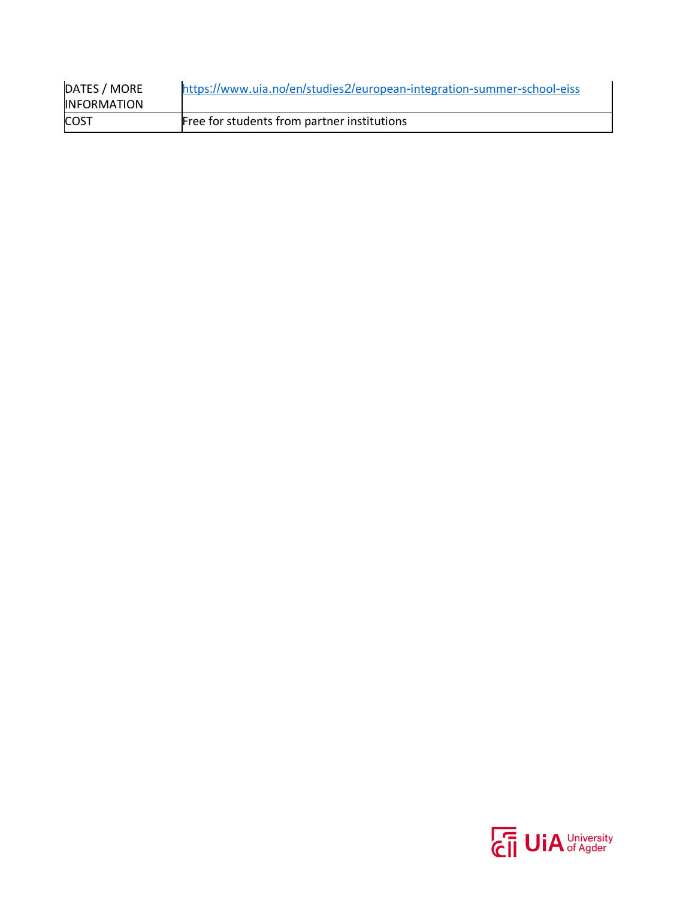| | |
|---|---|
| DATES / MORE INFORMATION | https://www.uia.no/en/studies2/european-integration-summer-school-eiss |
| COST | Free for students from partner institutions |